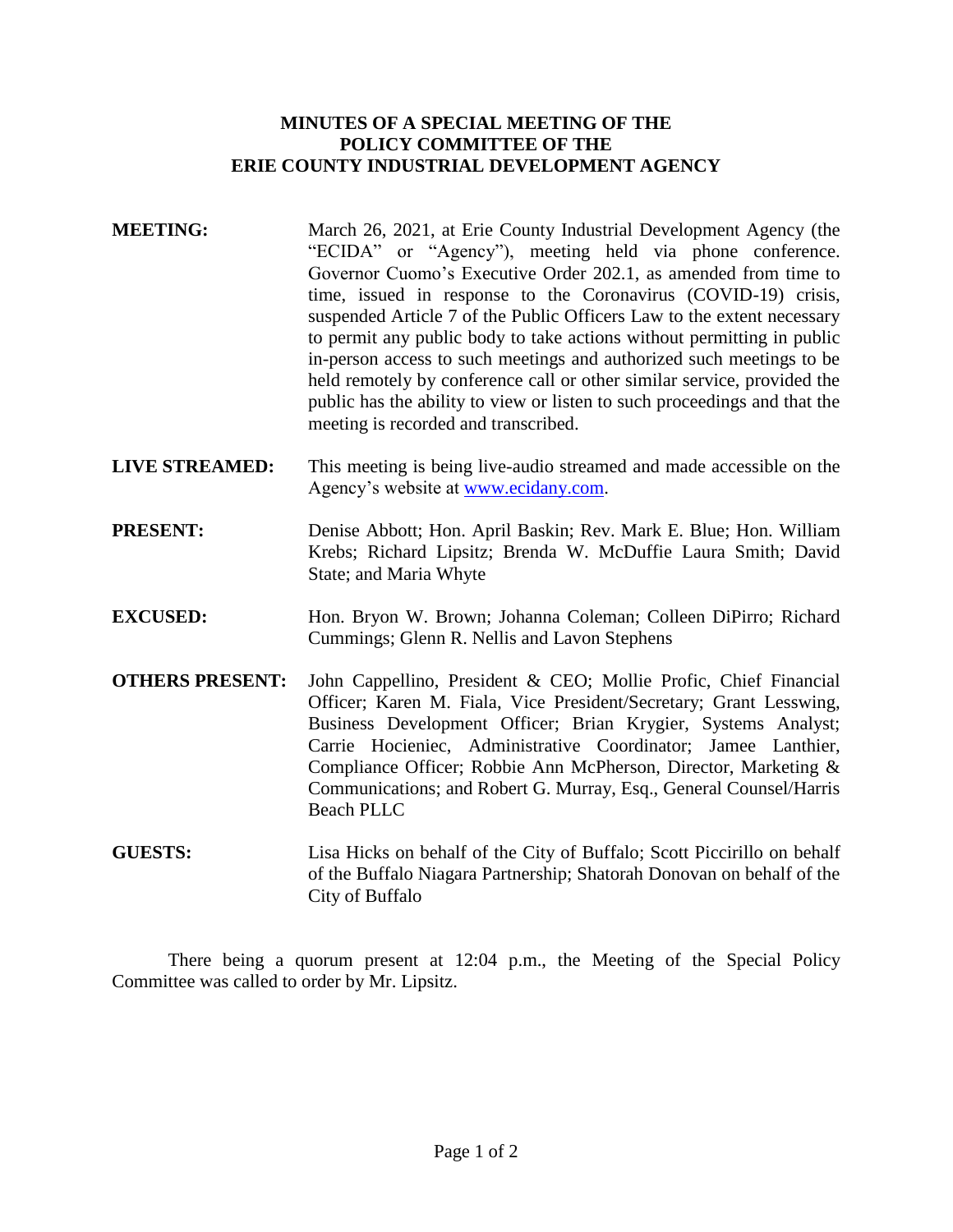# MINUTES OF A SPECIAL MEETING OF THE POLICY COMMITTEE OF THE ERIE COUNTY INDUSTRIAL DEVELOPMENT AGENCY

**MEETING:** March 26, 2021, at Erie County Industrial Development Agency (the "ECIDA" or "Agency"), meeting held via phone conference. Governor Cuomo's Executive Order 202.1, as amended from time to time, issued in response to the Coronavirus (COVID-19) crisis, suspended Article 7 of the Public Officers Law to the extent necessary to permit any public body to take actions without permitting in public in-person access to such meetings and authorized such meetings to be held remotely by conference call or other similar service, provided the public has the ability to view or listen to such proceedings and that the meeting is recorded and transcribed.

**LIVE STREAMED:** This meeting is being live-audio streamed and made accessible on the Agency's website at www.ecidany.com.

**PRESENT:** Denise Abbott; Hon. April Baskin; Rev. Mark E. Blue; Hon. William Krebs; Richard Lipsitz; Brenda W. McDuffie Laura Smith; David State; and Maria Whyte

**EXCUSED:** Hon. Bryon W. Brown; Johanna Coleman; Colleen DiPirro; Richard Cummings; Glenn R. Nellis and Lavon Stephens

**OTHERS PRESENT:** John Cappellino, President & CEO; Mollie Profic, Chief Financial Officer; Karen M. Fiala, Vice President/Secretary; Grant Lesswing, Business Development Officer; Brian Krygier, Systems Analyst; Carrie Hocieniec, Administrative Coordinator; Jamee Lanthier, Compliance Officer; Robbie Ann McPherson, Director, Marketing & Communications; and Robert G. Murray, Esq., General Counsel/Harris Beach PLLC

**GUESTS:** Lisa Hicks on behalf of the City of Buffalo; Scott Piccirillo on behalf of the Buffalo Niagara Partnership; Shatorah Donovan on behalf of the City of Buffalo

There being a quorum present at 12:04 p.m., the Meeting of the Special Policy Committee was called to order by Mr. Lipsitz.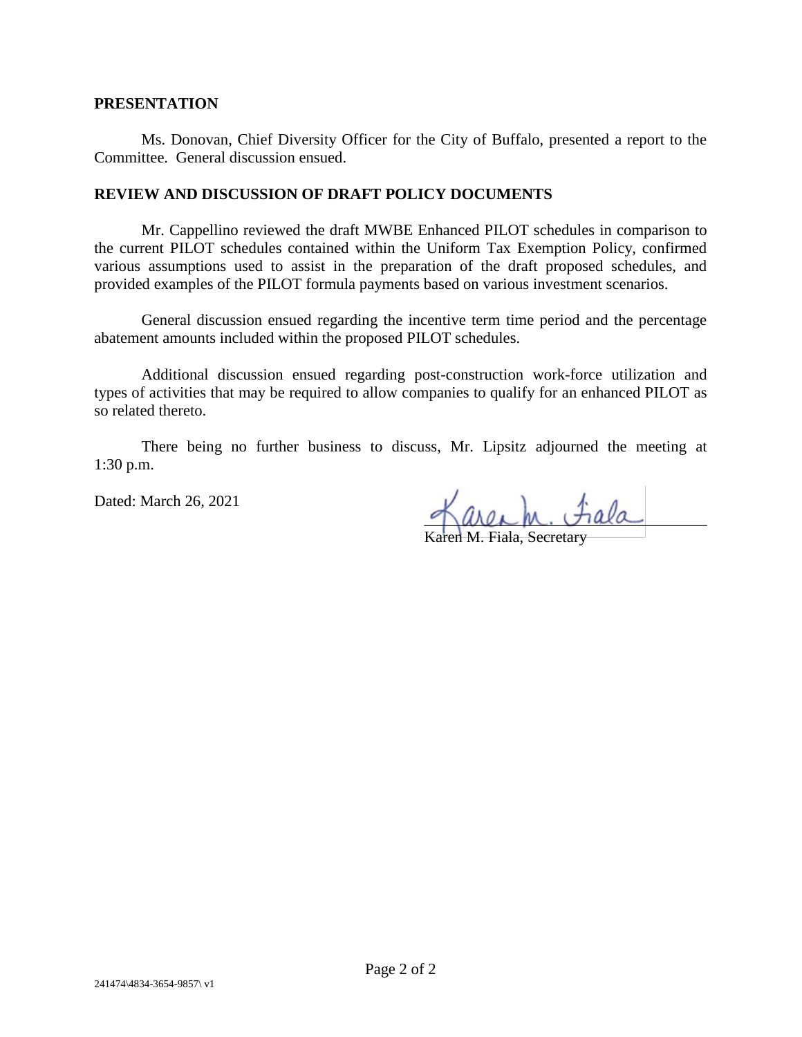**PRESENTATION**

Ms. Donovan, Chief Diversity Officer for the City of Buffalo, presented a report to the Committee. General discussion ensued.

**REVIEW AND DISCUSSION OF DRAFT POLICY DOCUMENTS**

Mr. Cappellino reviewed the draft MWBE Enhanced PILOT schedules in comparison to the current PILOT schedules contained within the Uniform Tax Exemption Policy, confirmed various assumptions used to assist in the preparation of the draft proposed schedules, and provided examples of the PILOT formula payments based on various investment scenarios.

General discussion ensued regarding the incentive term time period and the percentage abatement amounts included within the proposed PILOT schedules.

Additional discussion ensued regarding post-construction work-force utilization and types of activities that may be required to allow companies to qualify for an enhanced PILOT as so related thereto.

There being no further business to discuss, Mr. Lipsitz adjourned the meeting at 1:30 p.m.

Dated: March 26, 2021

Karen M. Fiala, Secretary

241474\4834-3654-9857\ v1